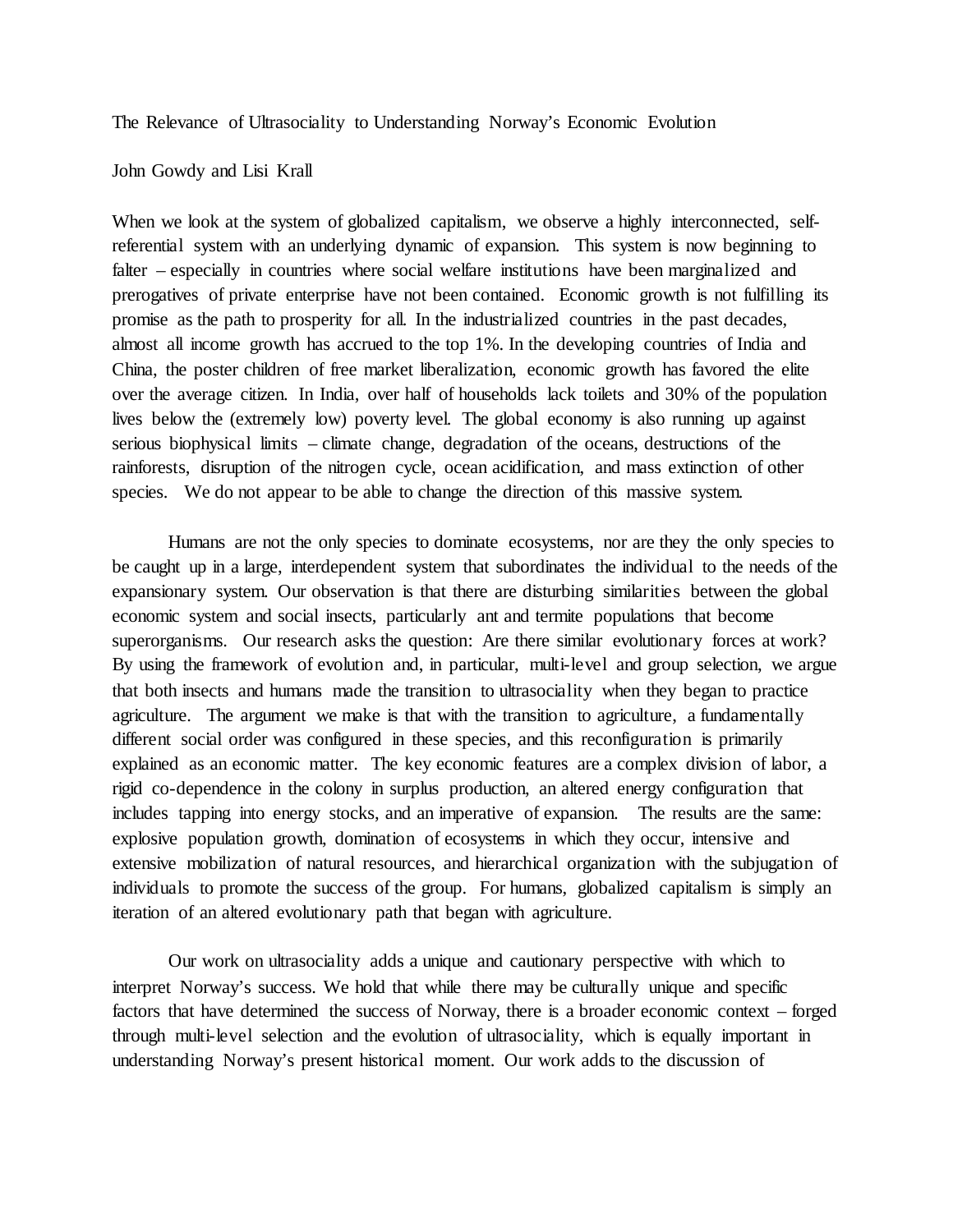# The Relevance of Ultrasociality to Understanding Norway's Economic Evolution

John Gowdy and Lisi Krall

When we look at the system of globalized capitalism, we observe a highly interconnected, self-referential system with an underlying dynamic of expansion. This system is now beginning to falter – especially in countries where social welfare institutions have been marginalized and prerogatives of private enterprise have not been contained. Economic growth is not fulfilling its promise as the path to prosperity for all. In the industrialized countries in the past decades, almost all income growth has accrued to the top 1%. In the developing countries of India and China, the poster children of free market liberalization, economic growth has favored the elite over the average citizen. In India, over half of households lack toilets and 30% of the population lives below the (extremely low) poverty level. The global economy is also running up against serious biophysical limits – climate change, degradation of the oceans, destructions of the rainforests, disruption of the nitrogen cycle, ocean acidification, and mass extinction of other species. We do not appear to be able to change the direction of this massive system.

Humans are not the only species to dominate ecosystems, nor are they the only species to be caught up in a large, interdependent system that subordinates the individual to the needs of the expansionary system. Our observation is that there are disturbing similarities between the global economic system and social insects, particularly ant and termite populations that become superorganisms. Our research asks the question: Are there similar evolutionary forces at work? By using the framework of evolution and, in particular, multi-level and group selection, we argue that both insects and humans made the transition to ultrasociality when they began to practice agriculture. The argument we make is that with the transition to agriculture, a fundamentally different social order was configured in these species, and this reconfiguration is primarily explained as an economic matter. The key economic features are a complex division of labor, a rigid co-dependence in the colony in surplus production, an altered energy configuration that includes tapping into energy stocks, and an imperative of expansion. The results are the same: explosive population growth, domination of ecosystems in which they occur, intensive and extensive mobilization of natural resources, and hierarchical organization with the subjugation of individuals to promote the success of the group. For humans, globalized capitalism is simply an iteration of an altered evolutionary path that began with agriculture.

Our work on ultrasociality adds a unique and cautionary perspective with which to interpret Norway's success. We hold that while there may be culturally unique and specific factors that have determined the success of Norway, there is a broader economic context – forged through multi-level selection and the evolution of ultrasociality, which is equally important in understanding Norway's present historical moment. Our work adds to the discussion of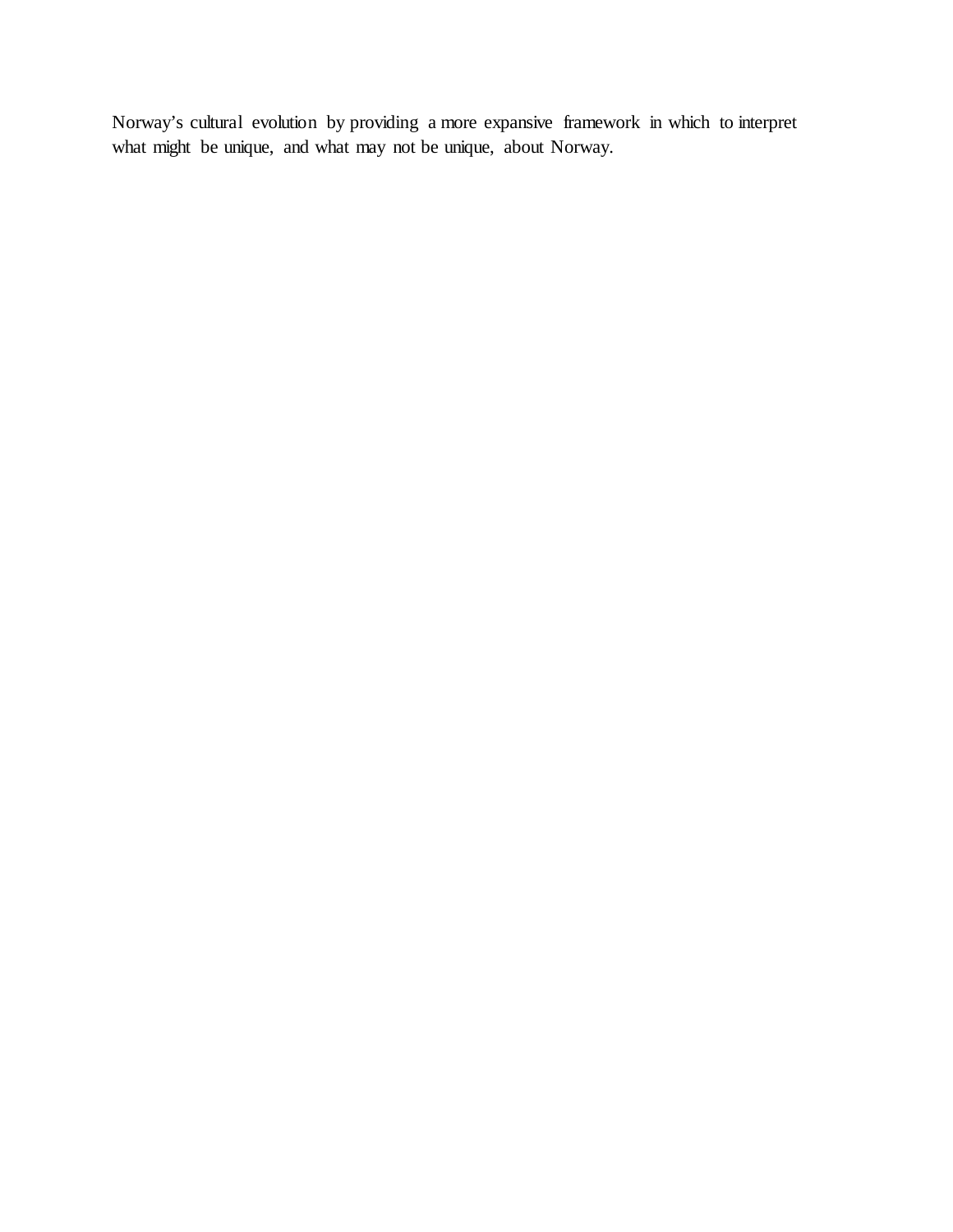Norway's cultural evolution by providing a more expansive framework in which to interpret what might be unique, and what may not be unique, about Norway.